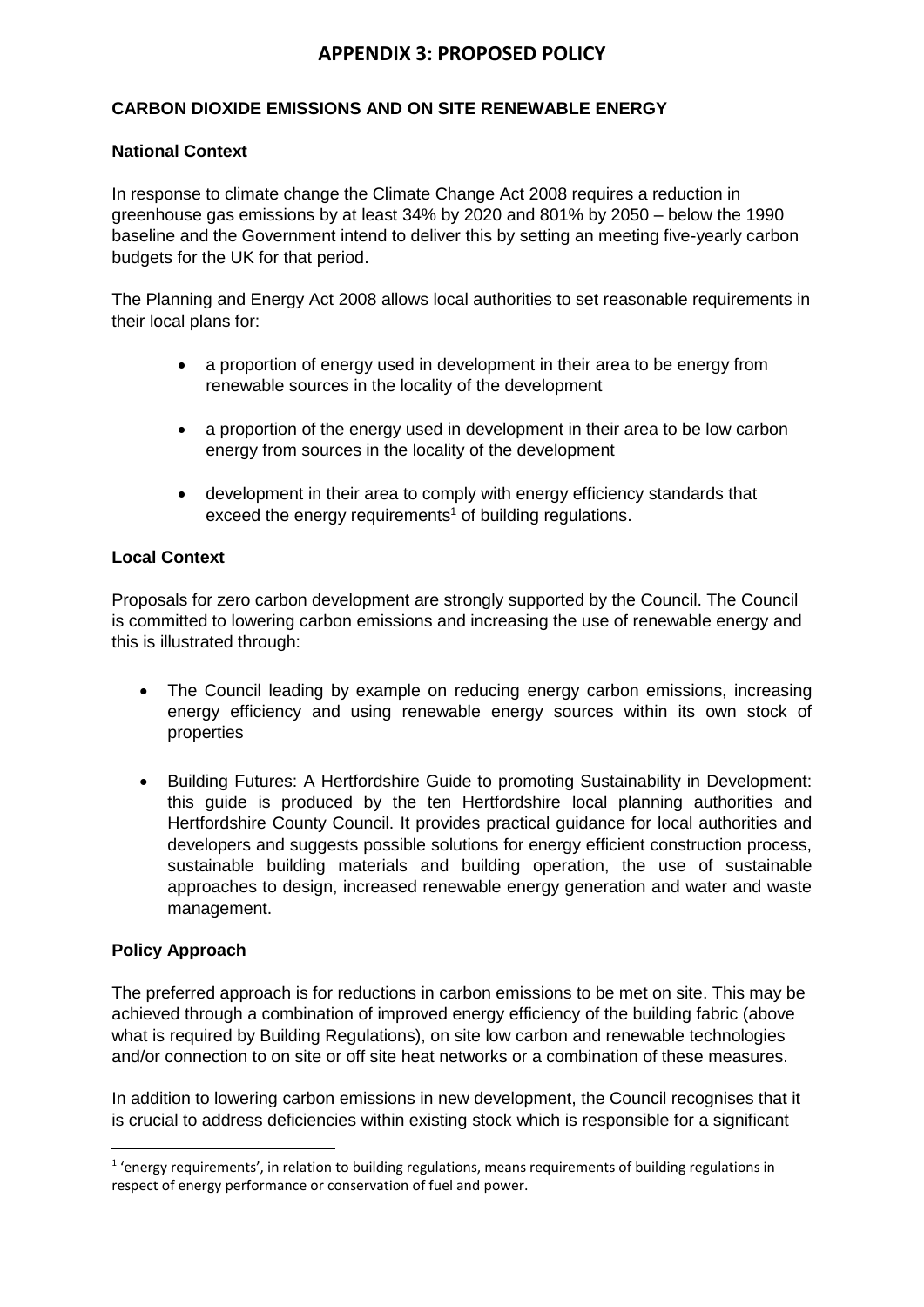# APPENDIX 3: PROPOSED POLICY

## CARBON DIOXIDE EMISSIONS AND ON SITE RENEWABLE ENERGY

### National Context

In response to climate change the Climate Change Act 2008 requires a reduction in greenhouse gas emissions by at least 34% by 2020 and 801% by 2050 – below the 1990 baseline and the Government intend to deliver this by setting an meeting five-yearly carbon budgets for the UK for that period.

The Planning and Energy Act 2008 allows local authorities to set reasonable requirements in their local plans for:

- a proportion of energy used in development in their area to be energy from renewable sources in the locality of the development
- a proportion of the energy used in development in their area to be low carbon energy from sources in the locality of the development
- development in their area to comply with energy efficiency standards that exceed the energy requirements[1] of building regulations.

### Local Context

Proposals for zero carbon development are strongly supported by the Council. The Council is committed to lowering carbon emissions and increasing the use of renewable energy and this is illustrated through:

- The Council leading by example on reducing energy carbon emissions, increasing energy efficiency and using renewable energy sources within its own stock of properties
- Building Futures: A Hertfordshire Guide to promoting Sustainability in Development: this guide is produced by the ten Hertfordshire local planning authorities and Hertfordshire County Council. It provides practical guidance for local authorities and developers and suggests possible solutions for energy efficient construction process, sustainable building materials and building operation, the use of sustainable approaches to design, increased renewable energy generation and water and waste management.

### Policy Approach

The preferred approach is for reductions in carbon emissions to be met on site. This may be achieved through a combination of improved energy efficiency of the building fabric (above what is required by Building Regulations), on site low carbon and renewable technologies and/or connection to on site or off site heat networks or a combination of these measures.

In addition to lowering carbon emissions in new development, the Council recognises that it is crucial to address deficiencies within existing stock which is responsible for a significant

[1] 'energy requirements', in relation to building regulations, means requirements of building regulations in respect of energy performance or conservation of fuel and power.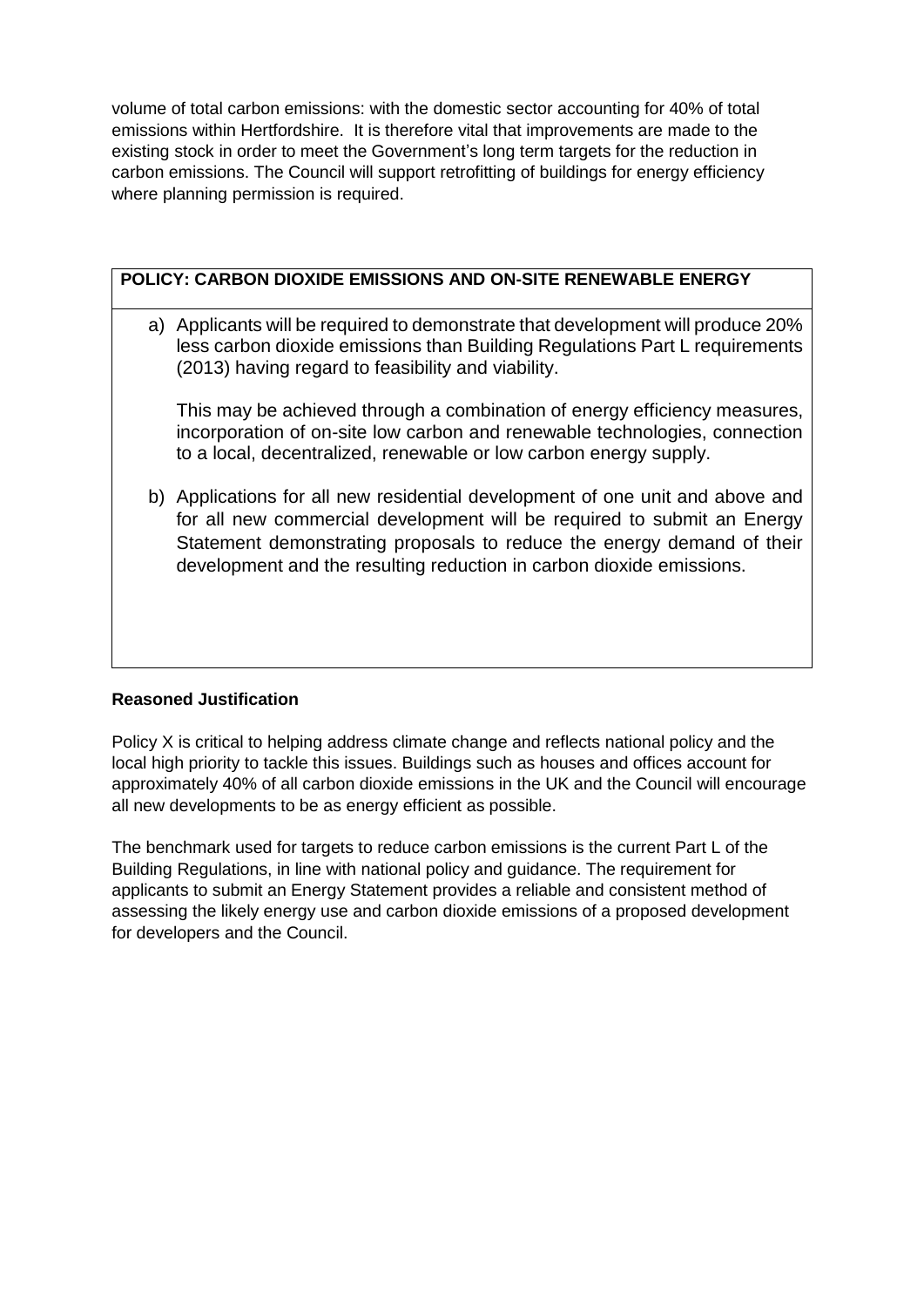volume of total carbon emissions: with the domestic sector accounting for 40% of total emissions within Hertfordshire. It is therefore vital that improvements are made to the existing stock in order to meet the Government's long term targets for the reduction in carbon emissions. The Council will support retrofitting of buildings for energy efficiency where planning permission is required.

| **POLICY: CARBON DIOXIDE EMISSIONS AND ON-SITE RENEWABLE ENERGY** |
|---|
| a) Applicants will be required to demonstrate that development will produce 20% less carbon dioxide emissions than Building Regulations Part L requirements (2013) having regard to feasibility and viability.<br><br>This may be achieved through a combination of energy efficiency measures, incorporation of on-site low carbon and renewable technologies, connection to a local, decentralized, renewable or low carbon energy supply.<br><br>b) Applications for all new residential development of one unit and above and for all new commercial development will be required to submit an Energy Statement demonstrating proposals to reduce the energy demand of their development and the resulting reduction in carbon dioxide emissions. |

**Reasoned Justification**

Policy X is critical to helping address climate change and reflects national policy and the local high priority to tackle this issues. Buildings such as houses and offices account for approximately 40% of all carbon dioxide emissions in the UK and the Council will encourage all new developments to be as energy efficient as possible.

The benchmark used for targets to reduce carbon emissions is the current Part L of the Building Regulations, in line with national policy and guidance. The requirement for applicants to submit an Energy Statement provides a reliable and consistent method of assessing the likely energy use and carbon dioxide emissions of a proposed development for developers and the Council.